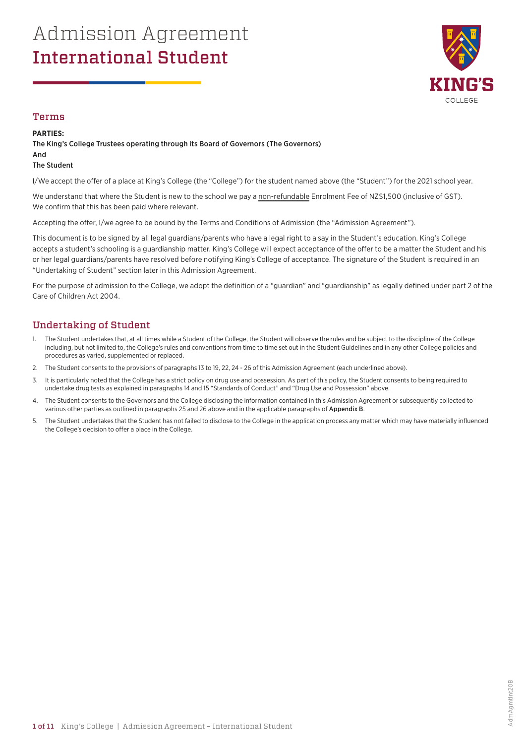# Admission Agreement
# International Student

KING'S COLLEGE

## Terms

**PARTIES:**
**The King's College Trustees operating through its Board of Governors (The Governors)**
**And**
**The Student**

I/We accept the offer of a place at King's College (the "College") for the student named above (the "Student") for the 2021 school year.

We understand that where the Student is new to the school we pay a <u>non-refundable</u> Enrolment Fee of NZ$1,500 (inclusive of GST). We confirm that this has been paid where relevant.

Accepting the offer, I/we agree to be bound by the Terms and Conditions of Admission (the "Admission Agreement").

This document is to be signed by all legal guardians/parents who have a legal right to a say in the Student's education. King's College accepts a student's schooling is a guardianship matter. King's College will expect acceptance of the offer to be a matter the Student and his or her legal guardians/parents have resolved before notifying King's College of acceptance. The signature of the Student is required in an "Undertaking of Student" section later in this Admission Agreement.

For the purpose of admission to the College, we adopt the definition of a "guardian" and "guardianship" as legally defined under part 2 of the Care of Children Act 2004.

## Undertaking of Student

1. The Student undertakes that, at all times while a Student of the College, the Student will observe the rules and be subject to the discipline of the College including, but not limited to, the College's rules and conventions from time to time set out in the Student Guidelines and in any other College policies and procedures as varied, supplemented or replaced.
2. The Student consents to the provisions of paragraphs 13 to 19, 22, 24 - 26 of this Admission Agreement (each underlined above).
3. It is particularly noted that the College has a strict policy on drug use and possession. As part of this policy, the Student consents to being required to undertake drug tests as explained in paragraphs 14 and 15 "Standards of Conduct" and "Drug Use and Possession" above.
4. The Student consents to the Governors and the College disclosing the information contained in this Admission Agreement or subsequently collected to various other parties as outlined in paragraphs 25 and 26 above and in the applicable paragraphs of **Appendix B**.
5. The Student undertakes that the Student has not failed to disclose to the College in the application process any matter which may have materially influenced the College's decision to offer a place in the College.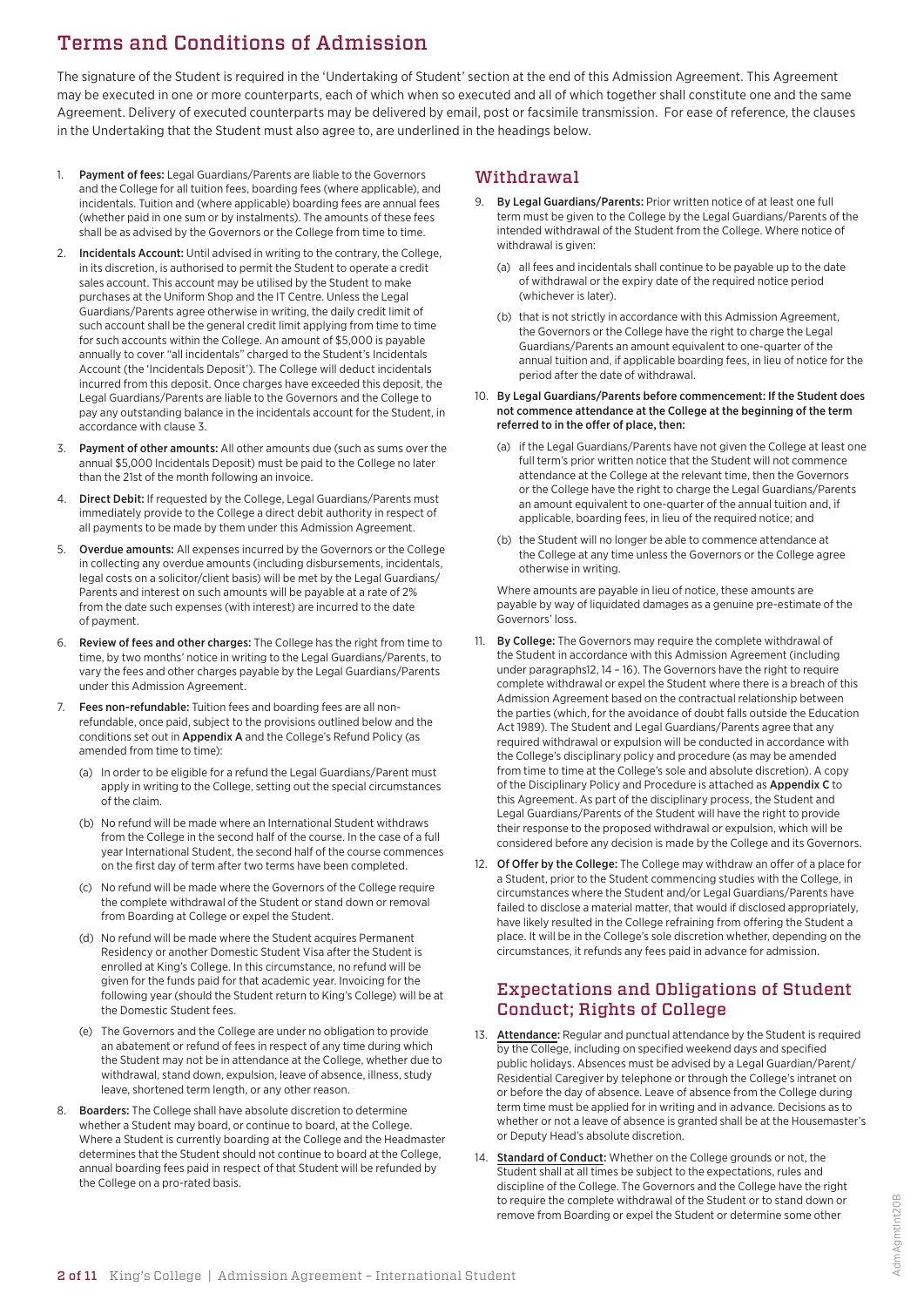## Terms and Conditions of Admission

The signature of the Student is required in the 'Undertaking of Student' section at the end of this Admission Agreement. This Agreement may be executed in one or more counterparts, each of which when so executed and all of which together shall constitute one and the same Agreement. Delivery of executed counterparts may be delivered by email, post or facsimile transmission. For ease of reference, the clauses in the Undertaking that the Student must also agree to, are underlined in the headings below.

1. **Payment of fees:** Legal Guardians/Parents are liable to the Governors and the College for all tuition fees, boarding fees (where applicable), and incidentals. Tuition and (where applicable) boarding fees are annual fees (whether paid in one sum or by instalments). The amounts of these fees shall be as advised by the Governors or the College from time to time.
2. **Incidentals Account:** Until advised in writing to the contrary, the College, in its discretion, is authorised to permit the Student to operate a credit sales account. This account may be utilised by the Student to make purchases at the Uniform Shop and the IT Centre. Unless the Legal Guardians/Parents agree otherwise in writing, the daily credit limit of such account shall be the general credit limit applying from time to time for such accounts within the College. An amount of $5,000 is payable annually to cover "all incidentals" charged to the Student's Incidentals Account (the 'Incidentals Deposit'). The College will deduct incidentals incurred from this deposit. Once charges have exceeded this deposit, the Legal Guardians/Parents are liable to the Governors and the College to pay any outstanding balance in the incidentals account for the Student, in accordance with clause 3.
3. **Payment of other amounts:** All other amounts due (such as sums over the annual $5,000 Incidentals Deposit) must be paid to the College no later than the 21st of the month following an invoice.
4. **Direct Debit:** If requested by the College, Legal Guardians/Parents must immediately provide to the College a direct debit authority in respect of all payments to be made by them under this Admission Agreement.
5. **Overdue amounts:** All expenses incurred by the Governors or the College in collecting any overdue amounts (including disbursements, incidentals, legal costs on a solicitor/client basis) will be met by the Legal Guardians/Parents and interest on such amounts will be payable at a rate of 2% from the date such expenses (with interest) are incurred to the date of payment.
6. **Review of fees and other charges:** The College has the right from time to time, by two months' notice in writing to the Legal Guardians/Parents, to vary the fees and other charges payable by the Legal Guardians/Parents under this Admission Agreement.
7. **Fees non-refundable:** Tuition fees and boarding fees are all non-refundable, once paid, subject to the provisions outlined below and the conditions set out in **Appendix A** and the College's Refund Policy (as amended from time to time):
   (a) In order to be eligible for a refund the Legal Guardians/Parent must apply in writing to the College, setting out the special circumstances of the claim.
   (b) No refund will be made where an International Student withdraws from the College in the second half of the course. In the case of a full year International Student, the second half of the course commences on the first day of term after two terms have been completed.
   (c) No refund will be made where the Governors of the College require the complete withdrawal of the Student or stand down or removal from Boarding at College or expel the Student.
   (d) No refund will be made where the Student acquires Permanent Residency or another Domestic Student Visa after the Student is enrolled at King's College. In this circumstance, no refund will be given for the funds paid for that academic year. Invoicing for the following year (should the Student return to King's College) will be at the Domestic Student fees.
   (e) The Governors and the College are under no obligation to provide an abatement or refund of fees in respect of any time during which the Student may not be in attendance at the College, whether due to withdrawal, stand down, expulsion, leave of absence, illness, study leave, shortened term length, or any other reason.
8. **Boarders:** The College shall have absolute discretion to determine whether a Student may board, or continue to board, at the College. Where a Student is currently boarding at the College and the Headmaster determines that the Student should not continue to board at the College, annual boarding fees paid in respect of that Student will be refunded by the College on a pro-rated basis.

### Withdrawal

9. **By Legal Guardians/Parents:** Prior written notice of at least one full term must be given to the College by the Legal Guardians/Parents of the intended withdrawal of the Student from the College. Where notice of withdrawal is given:
   (a) all fees and incidentals shall continue to be payable up to the date of withdrawal or the expiry date of the required notice period (whichever is later).
   (b) that is not strictly in accordance with this Admission Agreement, the Governors or the College have the right to charge the Legal Guardians/Parents an amount equivalent to one-quarter of the annual tuition and, if applicable boarding fees, in lieu of notice for the period after the date of withdrawal.
10. **By Legal Guardians/Parents before commencement: If the Student does not commence attendance at the College at the beginning of the term referred to in the offer of place, then:**
    (a) if the Legal Guardians/Parents have not given the College at least one full term's prior written notice that the Student will not commence attendance at the College at the relevant time, then the Governors or the College have the right to charge the Legal Guardians/Parents an amount equivalent to one-quarter of the annual tuition and, if applicable, boarding fees, in lieu of the required notice; and
    (b) the Student will no longer be able to commence attendance at the College at any time unless the Governors or the College agree otherwise in writing.

    Where amounts are payable in lieu of notice, these amounts are payable by way of liquidated damages as a genuine pre-estimate of the Governors' loss.
11. **By College:** The Governors may require the complete withdrawal of the Student in accordance with this Admission Agreement (including under paragraphs12, 14 – 16). The Governors have the right to require complete withdrawal or expel the Student where there is a breach of this Admission Agreement based on the contractual relationship between the parties (which, for the avoidance of doubt falls outside the Education Act 1989). The Student and Legal Guardians/Parents agree that any required withdrawal or expulsion will be conducted in accordance with the College's disciplinary policy and procedure (as may be amended from time to time at the College's sole and absolute discretion). A copy of the Disciplinary Policy and Procedure is attached as **Appendix C** to this Agreement. As part of the disciplinary process, the Student and Legal Guardians/Parents of the Student will have the right to provide their response to the proposed withdrawal or expulsion, which will be considered before any decision is made by the College and its Governors.
12. **Of Offer by the College:** The College may withdraw an offer of a place for a Student, prior to the Student commencing studies with the College, in circumstances where the Student and/or Legal Guardians/Parents have failed to disclose a material matter, that would if disclosed appropriately, have likely resulted in the College refraining from offering the Student a place. It will be in the College's sole discretion whether, depending on the circumstances, it refunds any fees paid in advance for admission.

### Expectations and Obligations of Student Conduct; Rights of College

13. **Attendance:** Regular and punctual attendance by the Student is required by the College, including on specified weekend days and specified public holidays. Absences must be advised by a Legal Guardian/Parent/Residential Caregiver by telephone or through the College's intranet on or before the day of absence. Leave of absence from the College during term time must be applied for in writing and in advance. Decisions as to whether or not a leave of absence is granted shall be at the Housemaster's or Deputy Head's absolute discretion.
14. **Standard of Conduct:** Whether on the College grounds or not, the Student shall at all times be subject to the expectations, rules and discipline of the College. The Governors and the College have the right to require the complete withdrawal of the Student or to stand down or remove from Boarding or expel the Student or determine some other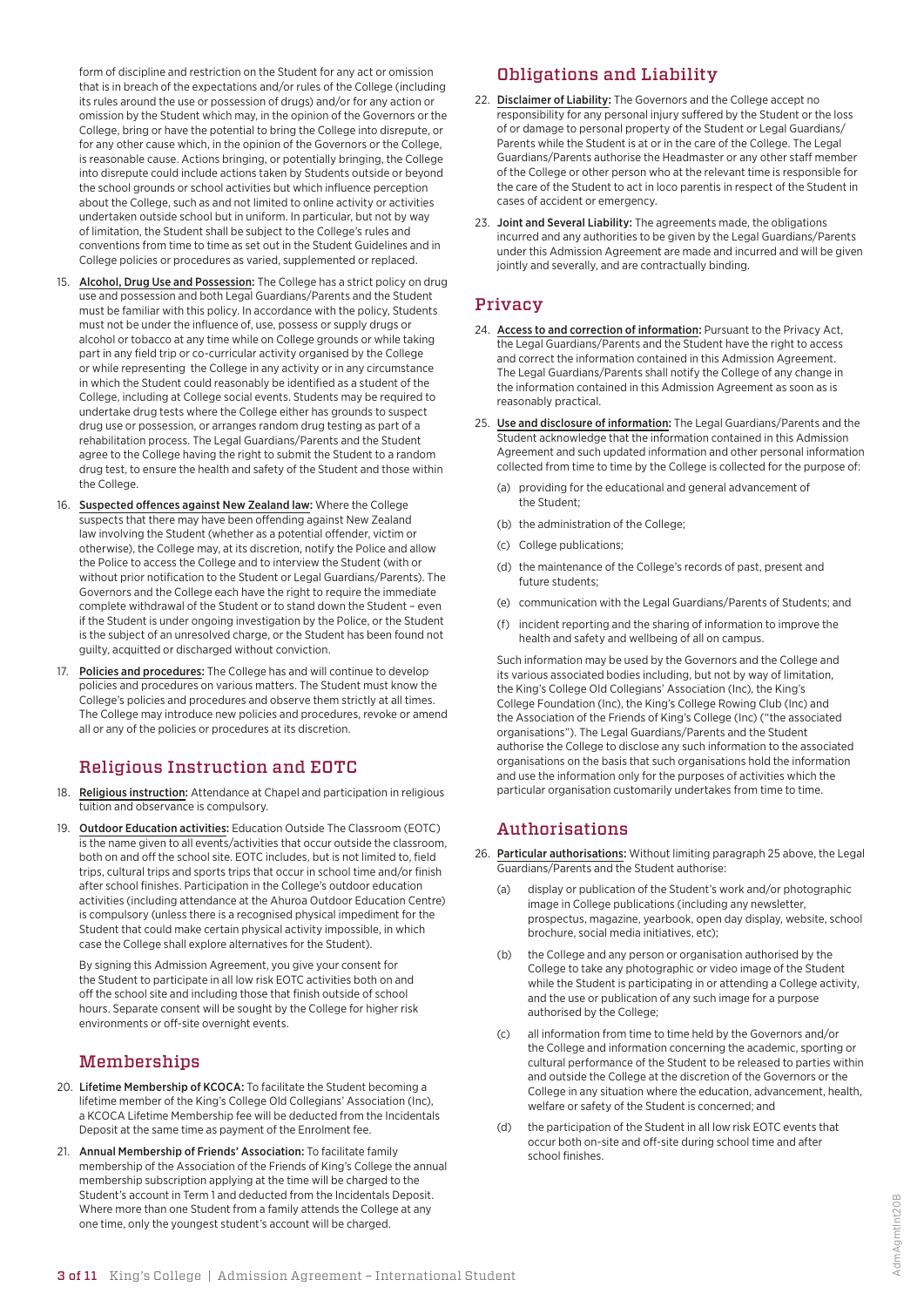form of discipline and restriction on the Student for any act or omission that is in breach of the expectations and/or rules of the College (including its rules around the use or possession of drugs) and/or for any action or omission by the Student which may, in the opinion of the Governors or the College, bring or have the potential to bring the College into disrepute, or for any other cause which, in the opinion of the Governors or the College, is reasonable cause. Actions bringing, or potentially bringing, the College into disrepute could include actions taken by Students outside or beyond the school grounds or school activities but which influence perception about the College, such as and not limited to online activity or activities undertaken outside school but in uniform. In particular, but not by way of limitation, the Student shall be subject to the College's rules and conventions from time to time as set out in the Student Guidelines and in College policies or procedures as varied, supplemented or replaced.

15. Alcohol, Drug Use and Possession: The College has a strict policy on drug use and possession and both Legal Guardians/Parents and the Student must be familiar with this policy. In accordance with the policy, Students must not be under the influence of, use, possess or supply drugs or alcohol or tobacco at any time while on College grounds or while taking part in any field trip or co-curricular activity organised by the College or while representing the College in any activity or in any circumstance in which the Student could reasonably be identified as a student of the College, including at College social events. Students may be required to undertake drug tests where the College either has grounds to suspect drug use or possession, or arranges random drug testing as part of a rehabilitation process. The Legal Guardians/Parents and the Student agree to the College having the right to submit the Student to a random drug test, to ensure the health and safety of the Student and those within the College.

16. Suspected offences against New Zealand law: Where the College suspects that there may have been offending against New Zealand law involving the Student (whether as a potential offender, victim or otherwise), the College may, at its discretion, notify the Police and allow the Police to access the College and to interview the Student (with or without prior notification to the Student or Legal Guardians/Parents). The Governors and the College each have the right to require the immediate complete withdrawal of the Student or to stand down the Student – even if the Student is under ongoing investigation by the Police, or the Student is the subject of an unresolved charge, or the Student has been found not guilty, acquitted or discharged without conviction.

17. Policies and procedures: The College has and will continue to develop policies and procedures on various matters. The Student must know the College's policies and procedures and observe them strictly at all times. The College may introduce new policies and procedures, revoke or amend all or any of the policies or procedures at its discretion.

## Religious Instruction and EOTC

18. Religious instruction: Attendance at Chapel and participation in religious tuition and observance is compulsory.

19. Outdoor Education activities: Education Outside The Classroom (EOTC) is the name given to all events/activities that occur outside the classroom, both on and off the school site. EOTC includes, but is not limited to, field trips, cultural trips and sports trips that occur in school time and/or finish after school finishes. Participation in the College's outdoor education activities (including attendance at the Ahuroa Outdoor Education Centre) is compulsory (unless there is a recognised physical impediment for the Student that could make certain physical activity impossible, in which case the College shall explore alternatives for the Student).

    By signing this Admission Agreement, you give your consent for the Student to participate in all low risk EOTC activities both on and off the school site and including those that finish outside of school hours. Separate consent will be sought by the College for higher risk environments or off-site overnight events.

## Memberships

20. **Lifetime Membership of KCOCA:** To facilitate the Student becoming a lifetime member of the King's College Old Collegians' Association (Inc), a KCOCA Lifetime Membership fee will be deducted from the Incidentals Deposit at the same time as payment of the Enrolment fee.

21. **Annual Membership of Friends' Association:** To facilitate family membership of the Association of the Friends of King's College the annual membership subscription applying at the time will be charged to the Student's account in Term 1 and deducted from the Incidentals Deposit. Where more than one Student from a family attends the College at any one time, only the youngest student's account will be charged.

## Obligations and Liability

22. Disclaimer of Liability: The Governors and the College accept no responsibility for any personal injury suffered by the Student or the loss of or damage to personal property of the Student or Legal Guardians/Parents while the Student is at or in the care of the College. The Legal Guardians/Parents authorise the Headmaster or any other staff member of the College or other person who at the relevant time is responsible for the care of the Student to act in loco parentis in respect of the Student in cases of accident or emergency.

23. **Joint and Several Liability:** The agreements made, the obligations incurred and any authorities to be given by the Legal Guardians/Parents under this Admission Agreement are made and incurred and will be given jointly and severally, and are contractually binding.

## Privacy

24. Access to and correction of information: Pursuant to the Privacy Act, the Legal Guardians/Parents and the Student have the right to access and correct the information contained in this Admission Agreement. The Legal Guardians/Parents shall notify the College of any change in the information contained in this Admission Agreement as soon as is reasonably practical.

25. Use and disclosure of information: The Legal Guardians/Parents and the Student acknowledge that the information contained in this Admission Agreement and such updated information and other personal information collected from time to time by the College is collected for the purpose of:
    - (a) providing for the educational and general advancement of the Student;
    - (b) the administration of the College;
    - (c) College publications;
    - (d) the maintenance of the College's records of past, present and future students;
    - (e) communication with the Legal Guardians/Parents of Students; and
    - (f) incident reporting and the sharing of information to improve the health and safety and wellbeing of all on campus.

    Such information may be used by the Governors and the College and its various associated bodies including, but not by way of limitation, the King's College Old Collegians' Association (Inc), the King's College Foundation (Inc), the King's College Rowing Club (Inc) and the Association of the Friends of King's College (Inc) ("the associated organisations"). The Legal Guardians/Parents and the Student authorise the College to disclose any such information to the associated organisations on the basis that such organisations hold the information and use the information only for the purposes of activities which the particular organisation customarily undertakes from time to time.

## Authorisations

26. Particular authorisations: Without limiting paragraph 25 above, the Legal Guardians/Parents and the Student authorise:
    - (a) display or publication of the Student's work and/or photographic image in College publications (including any newsletter, prospectus, magazine, yearbook, open day display, website, school brochure, social media initiatives, etc);
    - (b) the College and any person or organisation authorised by the College to take any photographic or video image of the Student while the Student is participating in or attending a College activity, and the use or publication of any such image for a purpose authorised by the College;
    - (c) all information from time to time held by the Governors and/or the College and information concerning the academic, sporting or cultural performance of the Student to be released to parties within and outside the College at the discretion of the Governors or the College in any situation where the education, advancement, health, welfare or safety of the Student is concerned; and
    - (d) the participation of the Student in all low risk EOTC events that occur both on-site and off-site during school time and after school finishes.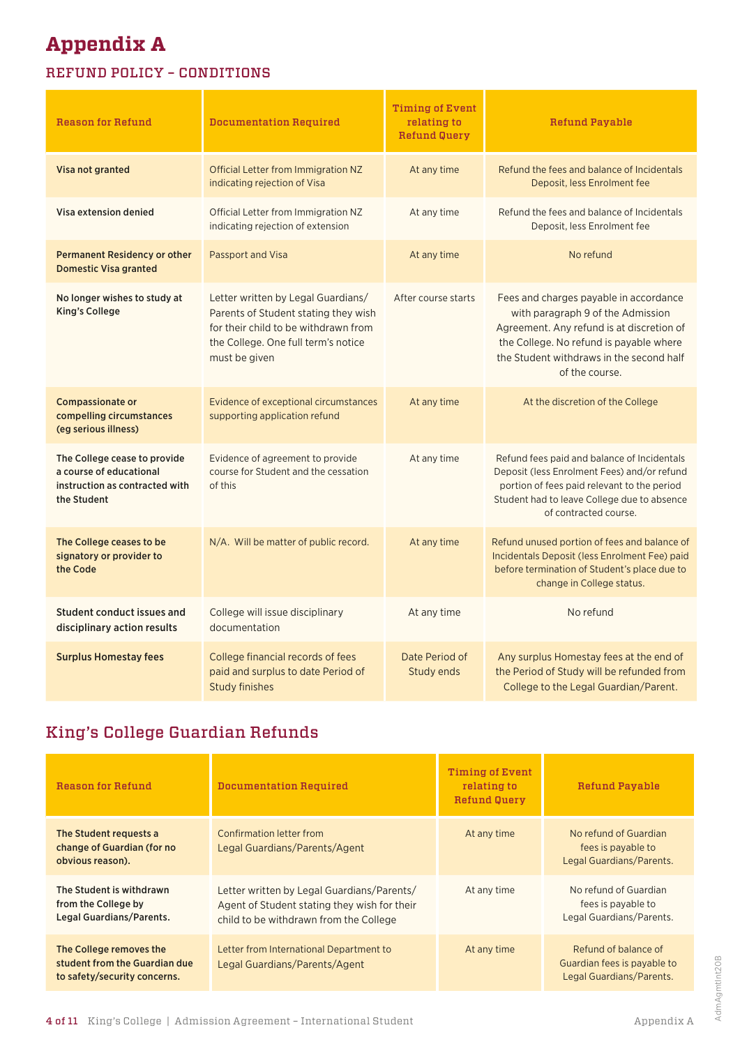# Appendix A

## REFUND POLICY – CONDITIONS

| Reason for Refund | Documentation Required | Timing of Event relating to Refund Query | Refund Payable |
|---|---|---|---|
| **Visa not granted** | Official Letter from Immigration NZ indicating rejection of Visa | At any time | Refund the fees and balance of Incidentals Deposit, less Enrolment fee |
| **Visa extension denied** | Official Letter from Immigration NZ indicating rejection of extension | At any time | Refund the fees and balance of Incidentals Deposit, less Enrolment fee |
| **Permanent Residency or other Domestic Visa granted** | Passport and Visa | At any time | No refund |
| **No longer wishes to study at King's College** | Letter written by Legal Guardians/ Parents of Student stating they wish for their child to be withdrawn from the College. One full term's notice must be given | After course starts | Fees and charges payable in accordance with paragraph 9 of the Admission Agreement. Any refund is at discretion of the College. No refund is payable where the Student withdraws in the second half of the course. |
| **Compassionate or compelling circumstances (eg serious illness)** | Evidence of exceptional circumstances supporting application refund | At any time | At the discretion of the College |
| **The College cease to provide a course of educational instruction as contracted with the Student** | Evidence of agreement to provide course for Student and the cessation of this | At any time | Refund fees paid and balance of Incidentals Deposit (less Enrolment Fees) and/or refund portion of fees paid relevant to the period Student had to leave College due to absence of contracted course. |
| **The College ceases to be signatory or provider to the Code** | N/A. Will be matter of public record. | At any time | Refund unused portion of fees and balance of Incidentals Deposit (less Enrolment Fee) paid before termination of Student's place due to change in College status. |
| **Student conduct issues and disciplinary action results** | College will issue disciplinary documentation | At any time | No refund |
| **Surplus Homestay fees** | College financial records of fees paid and surplus to date Period of Study finishes | Date Period of Study ends | Any surplus Homestay fees at the end of the Period of Study will be refunded from College to the Legal Guardian/Parent. |

## King's College Guardian Refunds

| Reason for Refund | Documentation Required | Timing of Event relating to Refund Query | Refund Payable |
|---|---|---|---|
| **The Student requests a change of Guardian (for no obvious reason).** | Confirmation letter from Legal Guardians/Parents/Agent | At any time | No refund of Guardian fees is payable to Legal Guardians/Parents. |
| **The Student is withdrawn from the College by Legal Guardians/Parents.** | Letter written by Legal Guardians/Parents/ Agent of Student stating they wish for their child to be withdrawn from the College | At any time | No refund of Guardian fees is payable to Legal Guardians/Parents. |
| **The College removes the student from the Guardian due to safety/security concerns.** | Letter from International Department to Legal Guardians/Parents/Agent | At any time | Refund of balance of Guardian fees is payable to Legal Guardians/Parents. |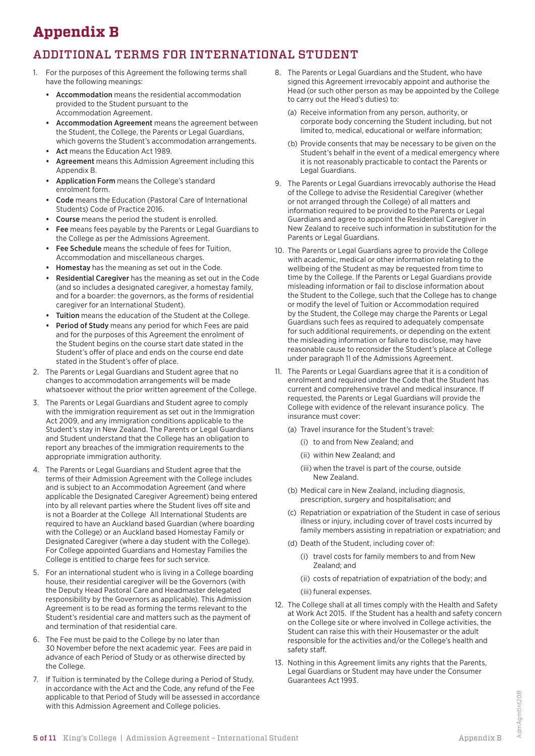# Appendix B

## ADDITIONAL TERMS FOR INTERNATIONAL STUDENT

1. For the purposes of this Agreement the following terms shall have the following meanings:
   - **Accommodation** means the residential accommodation provided to the Student pursuant to the Accommodation Agreement.
   - **Accommodation Agreement** means the agreement between the Student, the College, the Parents or Legal Guardians, which governs the Student's accommodation arrangements.
   - **Act** means the Education Act 1989.
   - **Agreement** means this Admission Agreement including this Appendix B.
   - **Application Form** means the College's standard enrolment form.
   - **Code** means the Education (Pastoral Care of International Students) Code of Practice 2016.
   - **Course** means the period the student is enrolled.
   - **Fee** means fees payable by the Parents or Legal Guardians to the College as per the Admissions Agreement.
   - **Fee Schedule** means the schedule of fees for Tuition, Accommodation and miscellaneous charges.
   - **Homestay** has the meaning as set out in the Code.
   - **Residential Caregiver** has the meaning as set out in the Code (and so includes a designated caregiver, a homestay family, and for a boarder: the governors, as the forms of residential caregiver for an International Student).
   - **Tuition** means the education of the Student at the College.
   - **Period of Study** means any period for which Fees are paid and for the purposes of this Agreement the enrolment of the Student begins on the course start date stated in the Student's offer of place and ends on the course end date stated in the Student's offer of place.
2. The Parents or Legal Guardians and Student agree that no changes to accommodation arrangements will be made whatsoever without the prior written agreement of the College.
3. The Parents or Legal Guardians and Student agree to comply with the immigration requirement as set out in the Immigration Act 2009, and any immigration conditions applicable to the Student's stay in New Zealand. The Parents or Legal Guardians and Student understand that the College has an obligation to report any breaches of the immigration requirements to the appropriate immigration authority.
4. The Parents or Legal Guardians and Student agree that the terms of their Admission Agreement with the College includes and is subject to an Accommodation Agreement (and where applicable the Designated Caregiver Agreement) being entered into by all relevant parties where the Student lives off site and is not a Boarder at the College All International Students are required to have an Auckland based Guardian (where boarding with the College) or an Auckland based Homestay Family or Designated Caregiver (where a day student with the College). For College appointed Guardians and Homestay Families the College is entitled to charge fees for such service.
5. For an international student who is living in a College boarding house, their residential caregiver will be the Governors (with the Deputy Head Pastoral Care and Headmaster delegated responsibility by the Governors as applicable). This Admission Agreement is to be read as forming the terms relevant to the Student's residential care and matters such as the payment of and termination of that residential care.
6. The Fee must be paid to the College by no later than 30 November before the next academic year. Fees are paid in advance of each Period of Study or as otherwise directed by the College.
7. If Tuition is terminated by the College during a Period of Study, in accordance with the Act and the Code, any refund of the Fee applicable to that Period of Study will be assessed in accordance with this Admission Agreement and College policies.
8. The Parents or Legal Guardians and the Student, who have signed this Agreement irrevocably appoint and authorise the Head (or such other person as may be appointed by the College to carry out the Head's duties) to:
   (a) Receive information from any person, authority, or corporate body concerning the Student including, but not limited to, medical, educational or welfare information;
   (b) Provide consents that may be necessary to be given on the Student's behalf in the event of a medical emergency where it is not reasonably practicable to contact the Parents or Legal Guardians.
9. The Parents or Legal Guardians irrevocably authorise the Head of the College to advise the Residential Caregiver (whether or not arranged through the College) of all matters and information required to be provided to the Parents or Legal Guardians and agree to appoint the Residential Caregiver in New Zealand to receive such information in substitution for the Parents or Legal Guardians.
10. The Parents or Legal Guardians agree to provide the College with academic, medical or other information relating to the wellbeing of the Student as may be requested from time to time by the College. If the Parents or Legal Guardians provide misleading information or fail to disclose information about the Student to the College, such that the College has to change or modify the level of Tuition or Accommodation required by the Student, the College may charge the Parents or Legal Guardians such fees as required to adequately compensate for such additional requirements, or depending on the extent the misleading information or failure to disclose, may have reasonable cause to reconsider the Student's place at College under paragraph 11 of the Admissions Agreement.
11. The Parents or Legal Guardians agree that it is a condition of enrolment and required under the Code that the Student has current and comprehensive travel and medical insurance. If requested, the Parents or Legal Guardians will provide the College with evidence of the relevant insurance policy. The insurance must cover:
    (a) Travel insurance for the Student's travel:
        (i) to and from New Zealand; and
        (ii) within New Zealand; and
        (iii) when the travel is part of the course, outside New Zealand.
    (b) Medical care in New Zealand, including diagnosis, prescription, surgery and hospitalisation; and
    (c) Repatriation or expatriation of the Student in case of serious illness or injury, including cover of travel costs incurred by family members assisting in repatriation or expatriation; and
    (d) Death of the Student, including cover of:
        (i) travel costs for family members to and from New Zealand; and
        (ii) costs of repatriation of expatriation of the body; and
        (iii) funeral expenses.
12. The College shall at all times comply with the Health and Safety at Work Act 2015. If the Student has a health and safety concern on the College site or where involved in College activities, the Student can raise this with their Housemaster or the adult responsible for the activities and/or the College's health and safety staff.
13. Nothing in this Agreement limits any rights that the Parents, Legal Guardians or Student may have under the Consumer Guarantees Act 1993.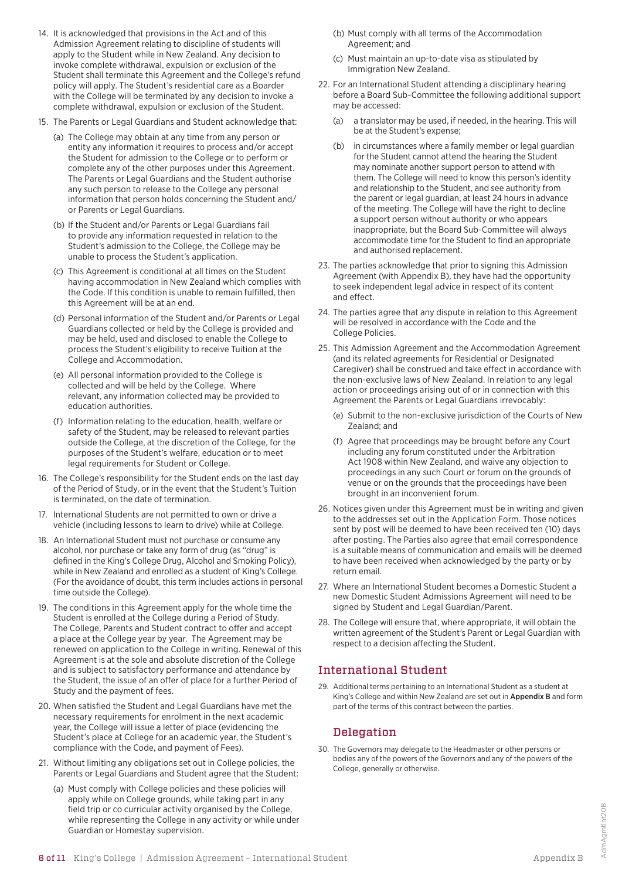14. It is acknowledged that provisions in the Act and of this Admission Agreement relating to discipline of students will apply to the Student while in New Zealand. Any decision to invoke complete withdrawal, expulsion or exclusion of the Student shall terminate this Agreement and the College's refund policy will apply. The Student's residential care as a Boarder with the College will be terminated by any decision to invoke a complete withdrawal, expulsion or exclusion of the Student.

15. The Parents or Legal Guardians and Student acknowledge that:

    (a) The College may obtain at any time from any person or entity any information it requires to process and/or accept the Student for admission to the College or to perform or complete any of the other purposes under this Agreement. The Parents or Legal Guardians and the Student authorise any such person to release to the College any personal information that person holds concerning the Student and/or Parents or Legal Guardians.

    (b) If the Student and/or Parents or Legal Guardians fail to provide any information requested in relation to the Student's admission to the College, the College may be unable to process the Student's application.

    (c) This Agreement is conditional at all times on the Student having accommodation in New Zealand which complies with the Code. If this condition is unable to remain fulfilled, then this Agreement will be at an end.

    (d) Personal information of the Student and/or Parents or Legal Guardians collected or held by the College is provided and may be held, used and disclosed to enable the College to process the Student's eligibility to receive Tuition at the College and Accommodation.

    (e) All personal information provided to the College is collected and will be held by the College. Where relevant, any information collected may be provided to education authorities.

    (f) Information relating to the education, health, welfare or safety of the Student, may be released to relevant parties outside the College, at the discretion of the College, for the purposes of the Student's welfare, education or to meet legal requirements for Student or College.

16. The College's responsibility for the Student ends on the last day of the Period of Study, or in the event that the Student's Tuition is terminated, on the date of termination.

17. International Students are not permitted to own or drive a vehicle (including lessons to learn to drive) while at College.

18. An International Student must not purchase or consume any alcohol, nor purchase or take any form of drug (as "drug" is defined in the King's College Drug, Alcohol and Smoking Policy), while in New Zealand and enrolled as a student of King's College. (For the avoidance of doubt, this term includes actions in personal time outside the College).

19. The conditions in this Agreement apply for the whole time the Student is enrolled at the College during a Period of Study. The College, Parents and Student contract to offer and accept a place at the College year by year. The Agreement may be renewed on application to the College in writing. Renewal of this Agreement is at the sole and absolute discretion of the College and is subject to satisfactory performance and attendance by the Student, the issue of an offer of place for a further Period of Study and the payment of fees.

20. When satisfied the Student and Legal Guardians have met the necessary requirements for enrolment in the next academic year, the College will issue a letter of place (evidencing the Student's place at College for an academic year, the Student's compliance with the Code, and payment of Fees).

21. Without limiting any obligations set out in College policies, the Parents or Legal Guardians and Student agree that the Student:

    (a) Must comply with College policies and these policies will apply while on College grounds, while taking part in any field trip or co curricular activity organised by the College, while representing the College in any activity or while under Guardian or Homestay supervision.

    (b) Must comply with all terms of the Accommodation Agreement; and

    (c) Must maintain an up-to-date visa as stipulated by Immigration New Zealand.

22. For an International Student attending a disciplinary hearing before a Board Sub-Committee the following additional support may be accessed:

    (a) a translator may be used, if needed, in the hearing. This will be at the Student's expense;

    (b) in circumstances where a family member or legal guardian for the Student cannot attend the hearing the Student may nominate another support person to attend with them. The College will need to know this person's identity and relationship to the Student, and see authority from the parent or legal guardian, at least 24 hours in advance of the meeting. The College will have the right to decline a support person without authority or who appears inappropriate, but the Board Sub-Committee will always accommodate time for the Student to find an appropriate and authorised replacement.

23. The parties acknowledge that prior to signing this Admission Agreement (with Appendix B), they have had the opportunity to seek independent legal advice in respect of its content and effect.

24. The parties agree that any dispute in relation to this Agreement will be resolved in accordance with the Code and the College Policies.

25. This Admission Agreement and the Accommodation Agreement (and its related agreements for Residential or Designated Caregiver) shall be construed and take effect in accordance with the non-exclusive laws of New Zealand. In relation to any legal action or proceedings arising out of or in connection with this Agreement the Parents or Legal Guardians irrevocably:

    (e) Submit to the non-exclusive jurisdiction of the Courts of New Zealand; and

    (f) Agree that proceedings may be brought before any Court including any forum constituted under the Arbitration Act 1908 within New Zealand, and waive any objection to proceedings in any such Court or forum on the grounds of venue or on the grounds that the proceedings have been brought in an inconvenient forum.

26. Notices given under this Agreement must be in writing and given to the addresses set out in the Application Form. Those notices sent by post will be deemed to have been received ten (10) days after posting. The Parties also agree that email correspondence is a suitable means of communication and emails will be deemed to have been received when acknowledged by the party or by return email.

27. Where an International Student becomes a Domestic Student a new Domestic Student Admissions Agreement will need to be signed by Student and Legal Guardian/Parent.

28. The College will ensure that, where appropriate, it will obtain the written agreement of the Student's Parent or Legal Guardian with respect to a decision affecting the Student.

## International Student

29. Additional terms pertaining to an International Student as a student at King's College and within New Zealand are set out in **Appendix B** and form part of the terms of this contract between the parties.

## Delegation

30. The Governors may delegate to the Headmaster or other persons or bodies any of the powers of the Governors and any of the powers of the College, generally or otherwise.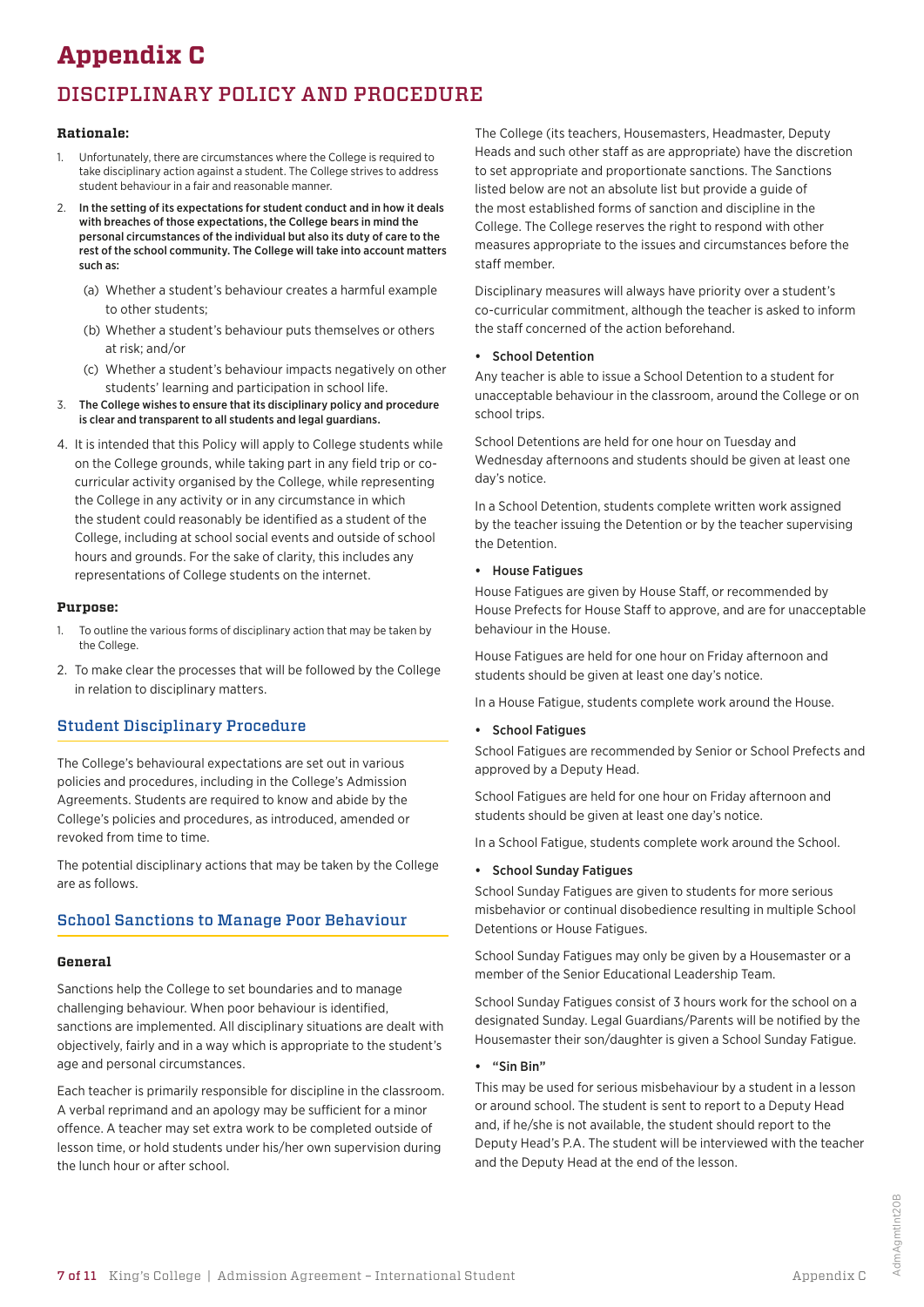# Appendix C

## DISCIPLINARY POLICY AND PROCEDURE

### Rationale:

1. Unfortunately, there are circumstances where the College is required to take disciplinary action against a student. The College strives to address student behaviour in a fair and reasonable manner.
2. **In the setting of its expectations for student conduct and in how it deals with breaches of those expectations, the College bears in mind the personal circumstances of the individual but also its duty of care to the rest of the school community. The College will take into account matters such as:**
   (a) Whether a student's behaviour creates a harmful example to other students;
   (b) Whether a student's behaviour puts themselves or others at risk; and/or
   (c) Whether a student's behaviour impacts negatively on other students' learning and participation in school life.
3. **The College wishes to ensure that its disciplinary policy and procedure is clear and transparent to all students and legal guardians.**
4. It is intended that this Policy will apply to College students while on the College grounds, while taking part in any field trip or co-curricular activity organised by the College, while representing the College in any activity or in any circumstance in which the student could reasonably be identified as a student of the College, including at school social events and outside of school hours and grounds. For the sake of clarity, this includes any representations of College students on the internet.

### Purpose:

1. To outline the various forms of disciplinary action that may be taken by the College.
2. To make clear the processes that will be followed by the College in relation to disciplinary matters.

### Student Disciplinary Procedure

The College's behavioural expectations are set out in various policies and procedures, including in the College's Admission Agreements. Students are required to know and abide by the College's policies and procedures, as introduced, amended or revoked from time to time.

The potential disciplinary actions that may be taken by the College are as follows.

### School Sanctions to Manage Poor Behaviour

#### General

Sanctions help the College to set boundaries and to manage challenging behaviour. When poor behaviour is identified, sanctions are implemented. All disciplinary situations are dealt with objectively, fairly and in a way which is appropriate to the student's age and personal circumstances.

Each teacher is primarily responsible for discipline in the classroom. A verbal reprimand and an apology may be sufficient for a minor offence. A teacher may set extra work to be completed outside of lesson time, or hold students under his/her own supervision during the lunch hour or after school.

The College (its teachers, Housemasters, Headmaster, Deputy Heads and such other staff as are appropriate) have the discretion to set appropriate and proportionate sanctions. The Sanctions listed below are not an absolute list but provide a guide of the most established forms of sanction and discipline in the College. The College reserves the right to respond with other measures appropriate to the issues and circumstances before the staff member.

Disciplinary measures will always have priority over a student's co-curricular commitment, although the teacher is asked to inform the staff concerned of the action beforehand.

- **School Detention**

Any teacher is able to issue a School Detention to a student for unacceptable behaviour in the classroom, around the College or on school trips.

School Detentions are held for one hour on Tuesday and Wednesday afternoons and students should be given at least one day's notice.

In a School Detention, students complete written work assigned by the teacher issuing the Detention or by the teacher supervising the Detention.

- **House Fatigues**

House Fatigues are given by House Staff, or recommended by House Prefects for House Staff to approve, and are for unacceptable behaviour in the House.

House Fatigues are held for one hour on Friday afternoon and students should be given at least one day's notice.

In a House Fatigue, students complete work around the House.

- **School Fatigues**

School Fatigues are recommended by Senior or School Prefects and approved by a Deputy Head.

School Fatigues are held for one hour on Friday afternoon and students should be given at least one day's notice.

In a School Fatigue, students complete work around the School.

- **School Sunday Fatigues**

School Sunday Fatigues are given to students for more serious misbehavior or continual disobedience resulting in multiple School Detentions or House Fatigues.

School Sunday Fatigues may only be given by a Housemaster or a member of the Senior Educational Leadership Team.

School Sunday Fatigues consist of 3 hours work for the school on a designated Sunday. Legal Guardians/Parents will be notified by the Housemaster their son/daughter is given a School Sunday Fatigue.

- **"Sin Bin"**

This may be used for serious misbehaviour by a student in a lesson or around school. The student is sent to report to a Deputy Head and, if he/she is not available, the student should report to the Deputy Head's P.A. The student will be interviewed with the teacher and the Deputy Head at the end of the lesson.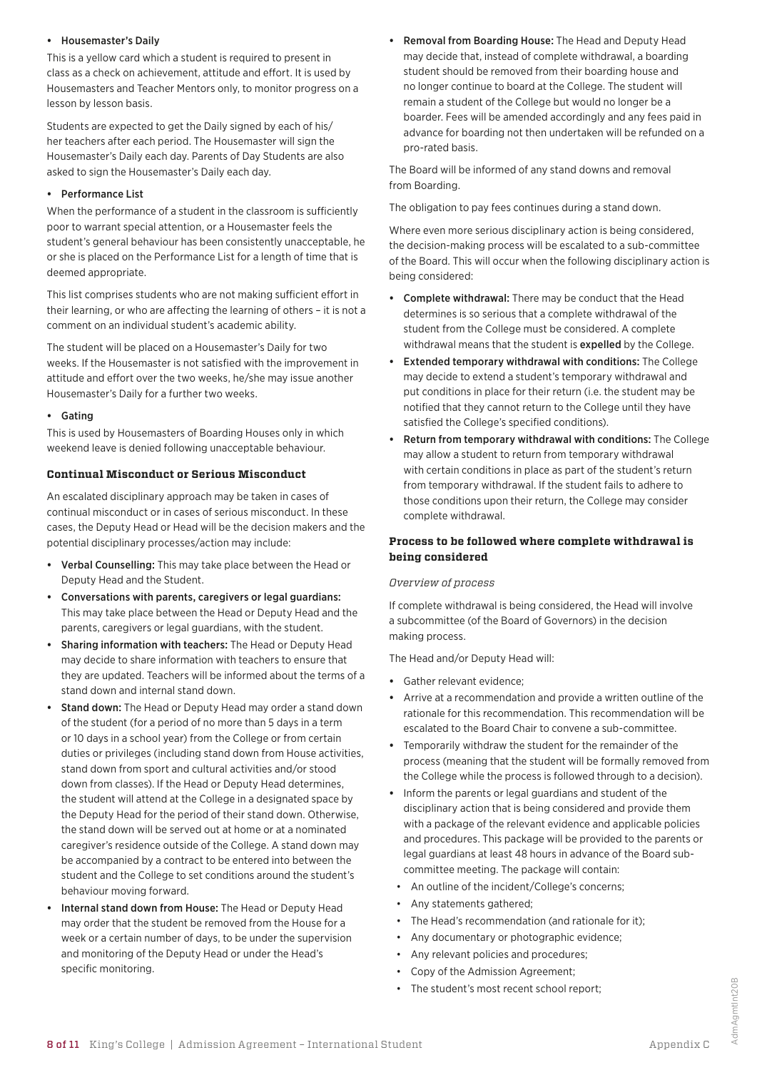- **Housemaster's Daily**

This is a yellow card which a student is required to present in class as a check on achievement, attitude and effort. It is used by Housemasters and Teacher Mentors only, to monitor progress on a lesson by lesson basis.

Students are expected to get the Daily signed by each of his/her teachers after each period. The Housemaster will sign the Housemaster's Daily each day. Parents of Day Students are also asked to sign the Housemaster's Daily each day.

- **Performance List**

When the performance of a student in the classroom is sufficiently poor to warrant special attention, or a Housemaster feels the student's general behaviour has been consistently unacceptable, he or she is placed on the Performance List for a length of time that is deemed appropriate.

This list comprises students who are not making sufficient effort in their learning, or who are affecting the learning of others – it is not a comment on an individual student's academic ability.

The student will be placed on a Housemaster's Daily for two weeks. If the Housemaster is not satisfied with the improvement in attitude and effort over the two weeks, he/she may issue another Housemaster's Daily for a further two weeks.

- **Gating**

This is used by Housemasters of Boarding Houses only in which weekend leave is denied following unacceptable behaviour.

### Continual Misconduct or Serious Misconduct

An escalated disciplinary approach may be taken in cases of continual misconduct or in cases of serious misconduct. In these cases, the Deputy Head or Head will be the decision makers and the potential disciplinary processes/action may include:

- **Verbal Counselling:** This may take place between the Head or Deputy Head and the Student.
- **Conversations with parents, caregivers or legal guardians:** This may take place between the Head or Deputy Head and the parents, caregivers or legal guardians, with the student.
- **Sharing information with teachers:** The Head or Deputy Head may decide to share information with teachers to ensure that they are updated. Teachers will be informed about the terms of a stand down and internal stand down.
- **Stand down:** The Head or Deputy Head may order a stand down of the student (for a period of no more than 5 days in a term or 10 days in a school year) from the College or from certain duties or privileges (including stand down from House activities, stand down from sport and cultural activities and/or stood down from classes). If the Head or Deputy Head determines, the student will attend at the College in a designated space by the Deputy Head for the period of their stand down. Otherwise, the stand down will be served out at home or at a nominated caregiver's residence outside of the College. A stand down may be accompanied by a contract to be entered into between the student and the College to set conditions around the student's behaviour moving forward.
- **Internal stand down from House:** The Head or Deputy Head may order that the student be removed from the House for a week or a certain number of days, to be under the supervision and monitoring of the Deputy Head or under the Head's specific monitoring.
- **Removal from Boarding House:** The Head and Deputy Head may decide that, instead of complete withdrawal, a boarding student should be removed from their boarding house and no longer continue to board at the College. The student will remain a student of the College but would no longer be a boarder. Fees will be amended accordingly and any fees paid in advance for boarding not then undertaken will be refunded on a pro-rated basis.

The Board will be informed of any stand downs and removal from Boarding.

The obligation to pay fees continues during a stand down.

Where even more serious disciplinary action is being considered, the decision-making process will be escalated to a sub-committee of the Board. This will occur when the following disciplinary action is being considered:

- **Complete withdrawal:** There may be conduct that the Head determines is so serious that a complete withdrawal of the student from the College must be considered. A complete withdrawal means that the student is **expelled** by the College.
- **Extended temporary withdrawal with conditions:** The College may decide to extend a student's temporary withdrawal and put conditions in place for their return (i.e. the student may be notified that they cannot return to the College until they have satisfied the College's specified conditions).
- **Return from temporary withdrawal with conditions:** The College may allow a student to return from temporary withdrawal with certain conditions in place as part of the student's return from temporary withdrawal. If the student fails to adhere to those conditions upon their return, the College may consider complete withdrawal.

### Process to be followed where complete withdrawal is being considered

*Overview of process*

If complete withdrawal is being considered, the Head will involve a subcommittee (of the Board of Governors) in the decision making process.

The Head and/or Deputy Head will:

- Gather relevant evidence;
- Arrive at a recommendation and provide a written outline of the rationale for this recommendation. This recommendation will be escalated to the Board Chair to convene a sub-committee.
- Temporarily withdraw the student for the remainder of the process (meaning that the student will be formally removed from the College while the process is followed through to a decision).
- Inform the parents or legal guardians and student of the disciplinary action that is being considered and provide them with a package of the relevant evidence and applicable policies and procedures. This package will be provided to the parents or legal guardians at least 48 hours in advance of the Board sub-committee meeting. The package will contain:
  - An outline of the incident/College's concerns;
  - Any statements gathered;
  - The Head's recommendation (and rationale for it);
  - Any documentary or photographic evidence;
  - Any relevant policies and procedures;
  - Copy of the Admission Agreement;
  - The student's most recent school report;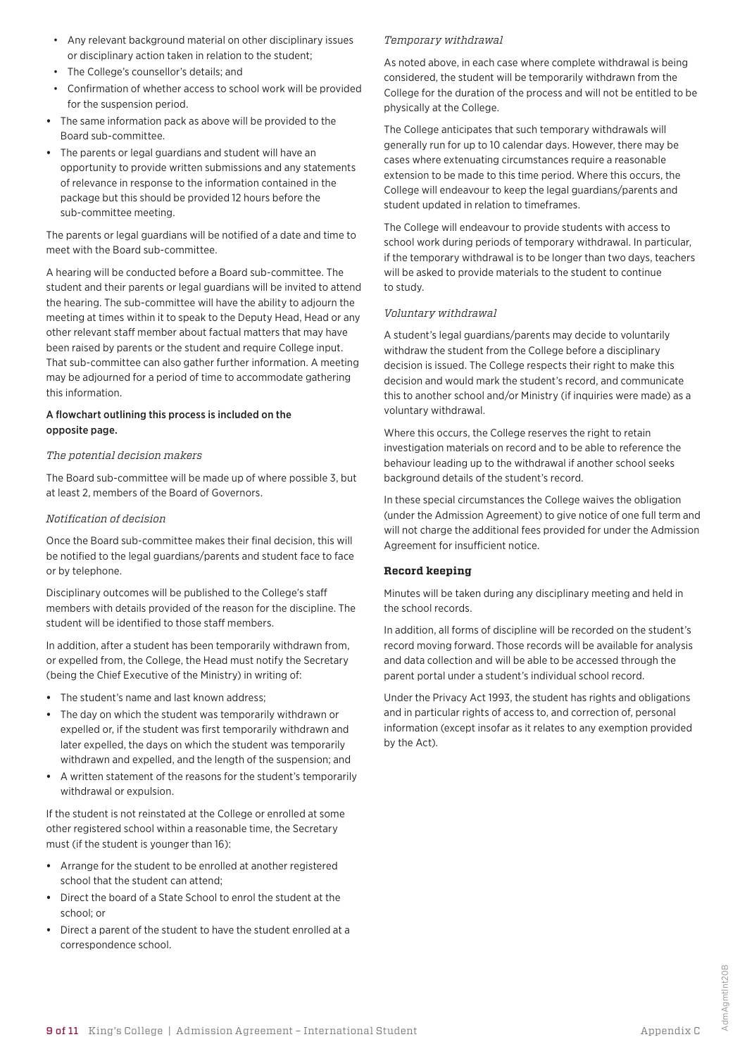- Any relevant background material on other disciplinary issues or disciplinary action taken in relation to the student;
  - The College's counsellor's details; and
  - Confirmation of whether access to school work will be provided for the suspension period.
- The same information pack as above will be provided to the Board sub-committee.
- The parents or legal guardians and student will have an opportunity to provide written submissions and any statements of relevance in response to the information contained in the package but this should be provided 12 hours before the sub-committee meeting.

The parents or legal guardians will be notified of a date and time to meet with the Board sub-committee.

A hearing will be conducted before a Board sub-committee. The student and their parents or legal guardians will be invited to attend the hearing. The sub-committee will have the ability to adjourn the meeting at times within it to speak to the Deputy Head, Head or any other relevant staff member about factual matters that may have been raised by parents or the student and require College input. That sub-committee can also gather further information. A meeting may be adjourned for a period of time to accommodate gathering this information.

**A flowchart outlining this process is included on the opposite page.**

*The potential decision makers*

The Board sub-committee will be made up of where possible 3, but at least 2, members of the Board of Governors.

*Notification of decision*

Once the Board sub-committee makes their final decision, this will be notified to the legal guardians/parents and student face to face or by telephone.

Disciplinary outcomes will be published to the College's staff members with details provided of the reason for the discipline. The student will be identified to those staff members.

In addition, after a student has been temporarily withdrawn from, or expelled from, the College, the Head must notify the Secretary (being the Chief Executive of the Ministry) in writing of:

- The student's name and last known address;
- The day on which the student was temporarily withdrawn or expelled or, if the student was first temporarily withdrawn and later expelled, the days on which the student was temporarily withdrawn and expelled, and the length of the suspension; and
- A written statement of the reasons for the student's temporarily withdrawal or expulsion.

If the student is not reinstated at the College or enrolled at some other registered school within a reasonable time, the Secretary must (if the student is younger than 16):

- Arrange for the student to be enrolled at another registered school that the student can attend;
- Direct the board of a State School to enrol the student at the school; or
- Direct a parent of the student to have the student enrolled at a correspondence school.

*Temporary withdrawal*

As noted above, in each case where complete withdrawal is being considered, the student will be temporarily withdrawn from the College for the duration of the process and will not be entitled to be physically at the College.

The College anticipates that such temporary withdrawals will generally run for up to 10 calendar days. However, there may be cases where extenuating circumstances require a reasonable extension to be made to this time period. Where this occurs, the College will endeavour to keep the legal guardians/parents and student updated in relation to timeframes.

The College will endeavour to provide students with access to school work during periods of temporary withdrawal. In particular, if the temporary withdrawal is to be longer than two days, teachers will be asked to provide materials to the student to continue to study.

*Voluntary withdrawal*

A student's legal guardians/parents may decide to voluntarily withdraw the student from the College before a disciplinary decision is issued. The College respects their right to make this decision and would mark the student's record, and communicate this to another school and/or Ministry (if inquiries were made) as a voluntary withdrawal.

Where this occurs, the College reserves the right to retain investigation materials on record and to be able to reference the behaviour leading up to the withdrawal if another school seeks background details of the student's record.

In these special circumstances the College waives the obligation (under the Admission Agreement) to give notice of one full term and will not charge the additional fees provided for under the Admission Agreement for insufficient notice.

**Record keeping**

Minutes will be taken during any disciplinary meeting and held in the school records.

In addition, all forms of discipline will be recorded on the student's record moving forward. Those records will be available for analysis and data collection and will be able to be accessed through the parent portal under a student's individual school record.

Under the Privacy Act 1993, the student has rights and obligations and in particular rights of access to, and correction of, personal information (except insofar as it relates to any exemption provided by the Act).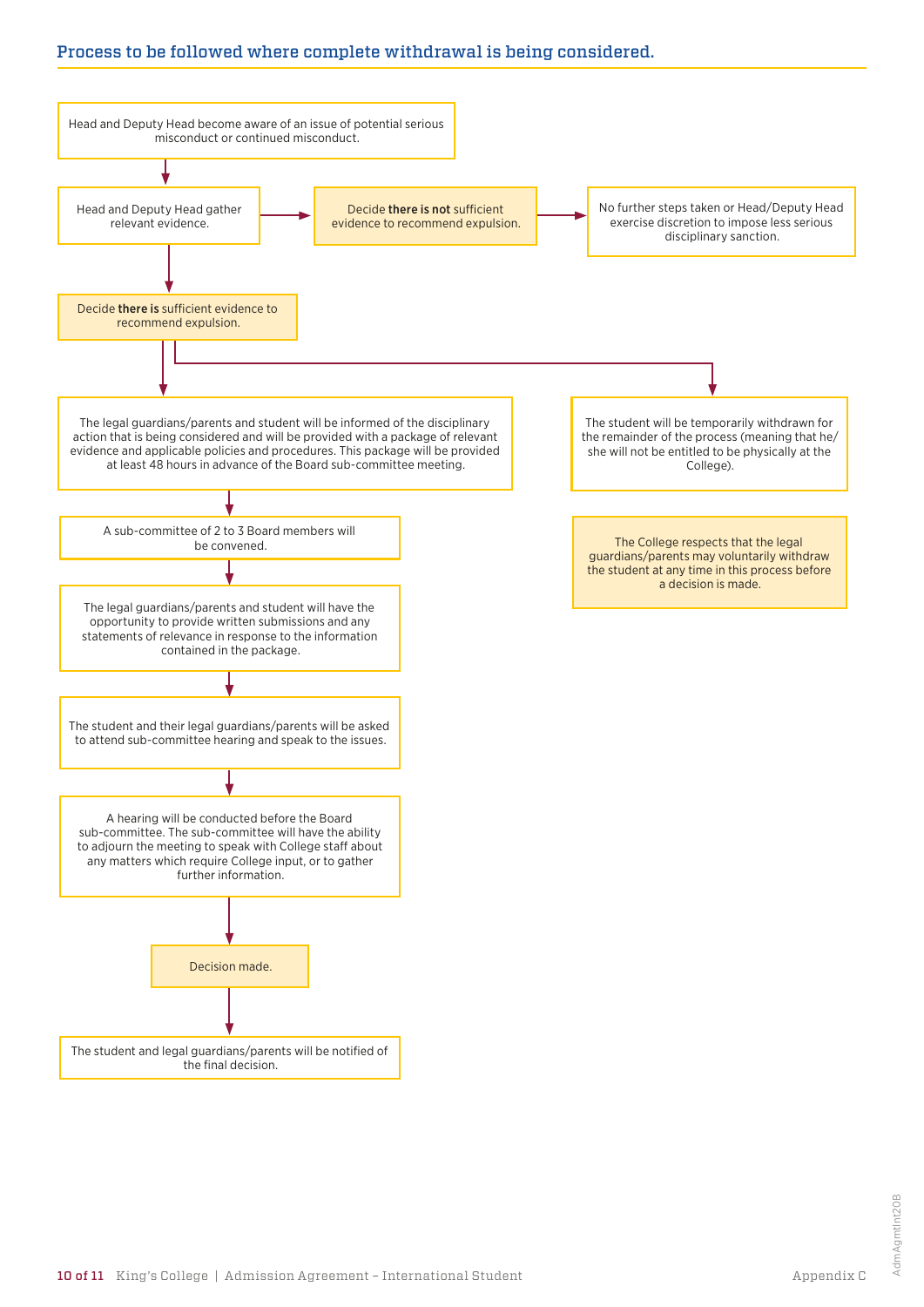### Process to be followed where complete withdrawal is being considered.

Head and Deputy Head become aware of an issue of potential serious misconduct or continued misconduct.

Head and Deputy Head gather relevant evidence.

Decide **there is not** sufficient evidence to recommend expulsion.

No further steps taken or Head/Deputy Head exercise discretion to impose less serious disciplinary sanction.

Decide **there is** sufficient evidence to recommend expulsion.

The legal guardians/parents and student will be informed of the disciplinary action that is being considered and will be provided with a package of relevant evidence and applicable policies and procedures. This package will be provided at least 48 hours in advance of the Board sub-committee meeting.

The student will be temporarily withdrawn for the remainder of the process (meaning that he/she will not be entitled to be physically at the College).

The College respects that the legal guardians/parents may voluntarily withdraw the student at any time in this process before a decision is made.

A sub-committee of 2 to 3 Board members will be convened.

The legal guardians/parents and student will have the opportunity to provide written submissions and any statements of relevance in response to the information contained in the package.

The student and their legal guardians/parents will be asked to attend sub-committee hearing and speak to the issues.

A hearing will be conducted before the Board sub-committee. The sub-committee will have the ability to adjourn the meeting to speak with College staff about any matters which require College input, or to gather further information.

Decision made.

The student and legal guardians/parents will be notified of the final decision.